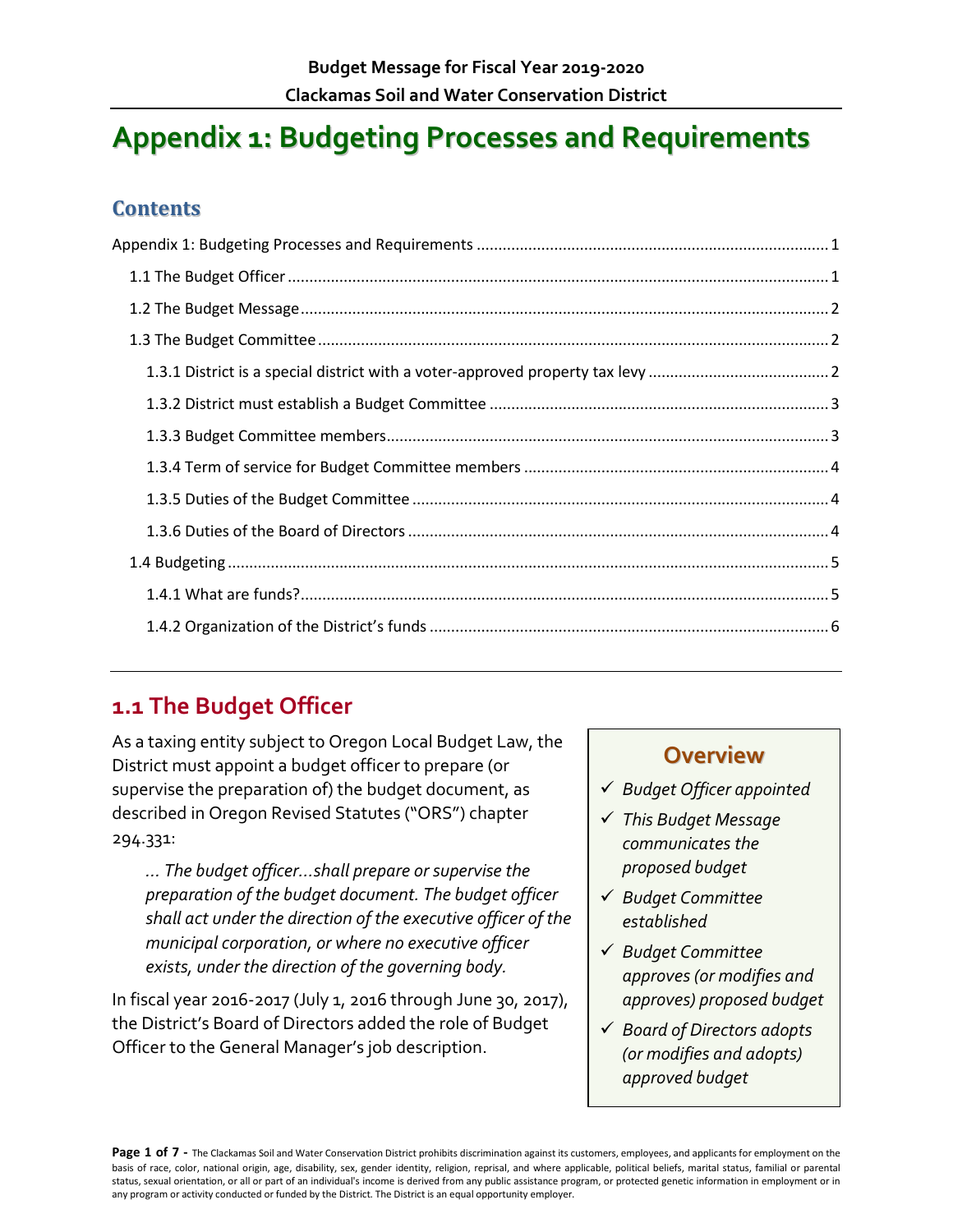# Appendix 1: Budgeting Processes and Requirements

## Contents

Appendix 1: Budgeting Processes and Requirements ..... 1

- 1.1 The Budget Officer ..... 1
- 1.2 The Budget Message ..... 2
- 1.3 The Budget Committee ..... 2
  - 1.3.1 District is a special district with a voter-approved property tax levy ..... 2
  - 1.3.2 District must establish a Budget Committee ..... 3
  - 1.3.3 Budget Committee members ..... 3
  - 1.3.4 Term of service for Budget Committee members ..... 4
  - 1.3.5 Duties of the Budget Committee ..... 4
  - 1.3.6 Duties of the Board of Directors ..... 4
- 1.4 Budgeting ..... 5
  - 1.4.1 What are funds? ..... 5
  - 1.4.2 Organization of the District's funds ..... 6

## 1.1 The Budget Officer

As a taxing entity subject to Oregon Local Budget Law, the District must appoint a budget officer to prepare (or supervise the preparation of) the budget document, as described in Oregon Revised Statutes ("ORS") chapter 294.331:

> *... The budget officer...shall prepare or supervise the preparation of the budget document. The budget officer shall act under the direction of the executive officer of the municipal corporation, or where no executive officer exists, under the direction of the governing body.*

In fiscal year 2016-2017 (July 1, 2016 through June 30, 2017), the District's Board of Directors added the role of Budget Officer to the General Manager's job description.

### Overview

- ✓ *Budget Officer appointed*
- ✓ *This Budget Message communicates the proposed budget*
- ✓ *Budget Committee established*
- ✓ *Budget Committee approves (or modifies and approves) proposed budget*
- ✓ *Board of Directors adopts (or modifies and adopts) approved budget*

The Clackamas Soil and Water Conservation District prohibits discrimination against its customers, employees, and applicants for employment on the basis of race, color, national origin, age, disability, sex, gender identity, religion, reprisal, and where applicable, political beliefs, marital status, familial or parental status, sexual orientation, or all or part of an individual's income is derived from any public assistance program, or protected genetic information in employment or in any program or activity conducted or funded by the District. The District is an equal opportunity employer.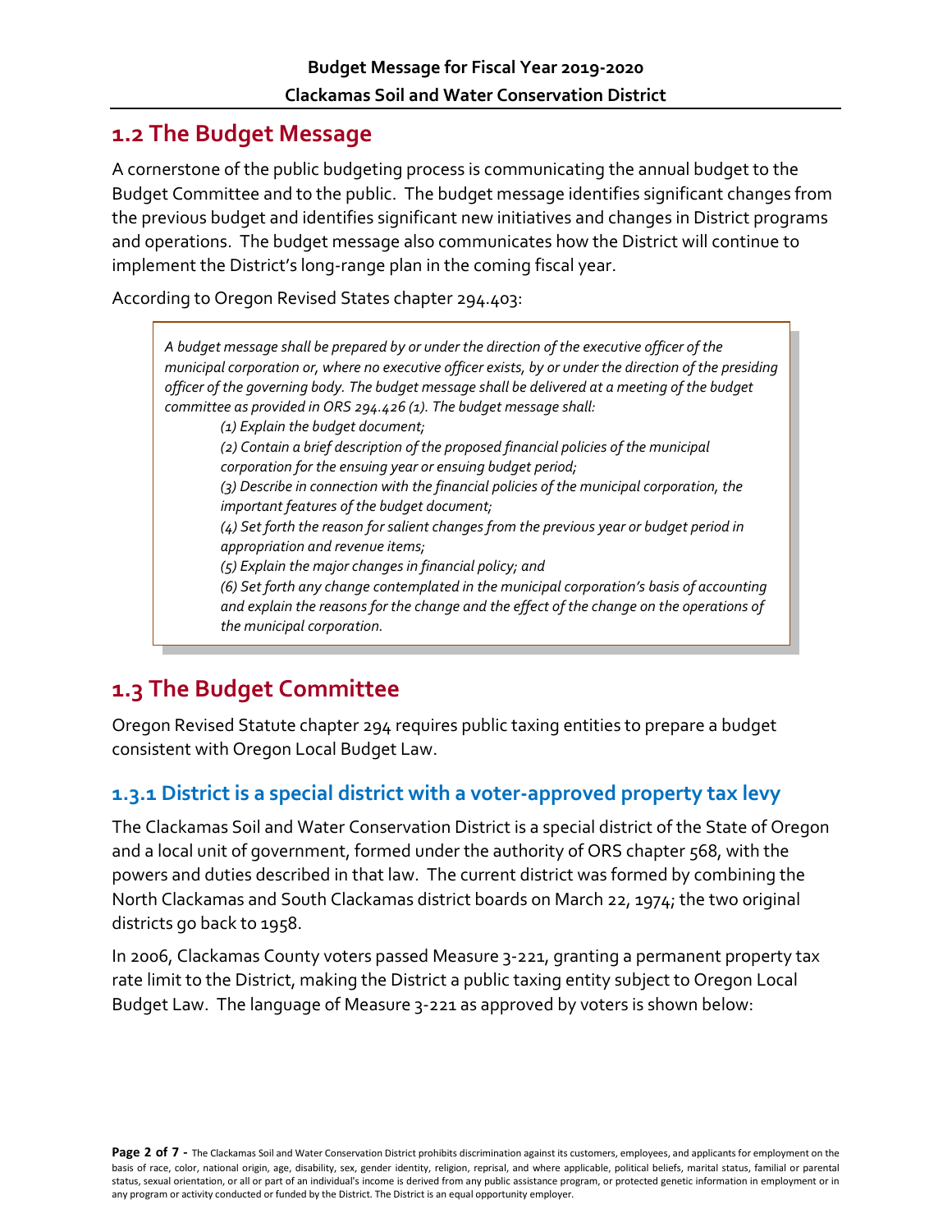## 1.2 The Budget Message

A cornerstone of the public budgeting process is communicating the annual budget to the Budget Committee and to the public. The budget message identifies significant changes from the previous budget and identifies significant new initiatives and changes in District programs and operations. The budget message also communicates how the District will continue to implement the District's long-range plan in the coming fiscal year.

According to Oregon Revised States chapter 294.403:

> *A budget message shall be prepared by or under the direction of the executive officer of the municipal corporation or, where no executive officer exists, by or under the direction of the presiding officer of the governing body. The budget message shall be delivered at a meeting of the budget committee as provided in ORS 294.426 (1). The budget message shall:*
>
> *(1) Explain the budget document;*
>
> *(2) Contain a brief description of the proposed financial policies of the municipal corporation for the ensuing year or ensuing budget period;*
>
> *(3) Describe in connection with the financial policies of the municipal corporation, the important features of the budget document;*
>
> *(4) Set forth the reason for salient changes from the previous year or budget period in appropriation and revenue items;*
>
> *(5) Explain the major changes in financial policy; and*
>
> *(6) Set forth any change contemplated in the municipal corporation's basis of accounting and explain the reasons for the change and the effect of the change on the operations of the municipal corporation.*

## 1.3 The Budget Committee

Oregon Revised Statute chapter 294 requires public taxing entities to prepare a budget consistent with Oregon Local Budget Law.

### 1.3.1 District is a special district with a voter-approved property tax levy

The Clackamas Soil and Water Conservation District is a special district of the State of Oregon and a local unit of government, formed under the authority of ORS chapter 568, with the powers and duties described in that law. The current district was formed by combining the North Clackamas and South Clackamas district boards on March 22, 1974; the two original districts go back to 1958.

In 2006, Clackamas County voters passed Measure 3-221, granting a permanent property tax rate limit to the District, making the District a public taxing entity subject to Oregon Local Budget Law. The language of Measure 3-221 as approved by voters is shown below: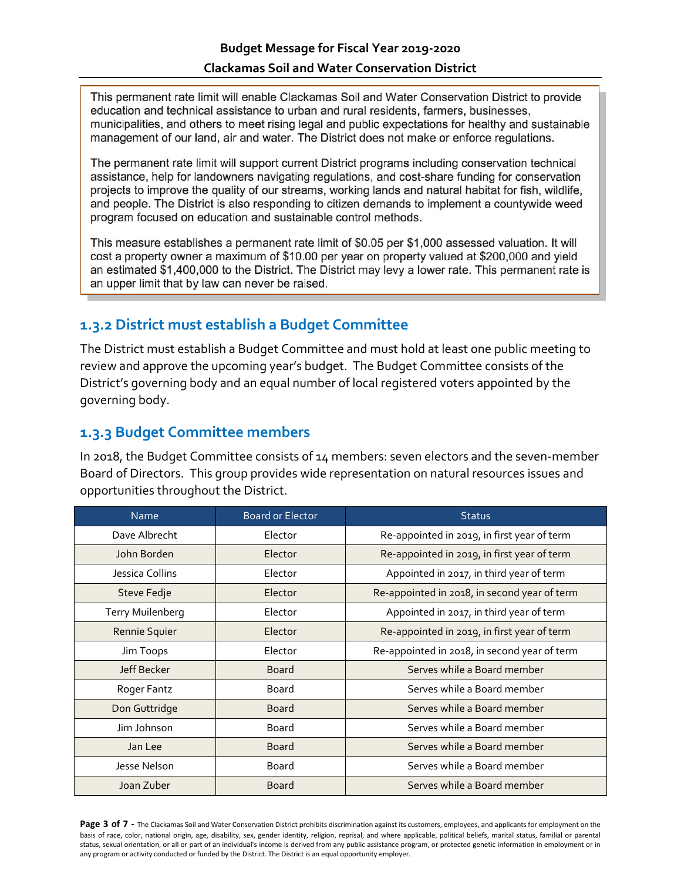This permanent rate limit will enable Clackamas Soil and Water Conservation District to provide education and technical assistance to urban and rural residents, farmers, businesses, municipalities, and others to meet rising legal and public expectations for healthy and sustainable management of our land, air and water. The District does not make or enforce regulations.

The permanent rate limit will support current District programs including conservation technical assistance, help for landowners navigating regulations, and cost-share funding for conservation projects to improve the quality of our streams, working lands and natural habitat for fish, wildlife, and people. The District is also responding to citizen demands to implement a countywide weed program focused on education and sustainable control methods.

This measure establishes a permanent rate limit of $0.05 per $1,000 assessed valuation. It will cost a property owner a maximum of $10.00 per year on property valued at $200,000 and yield an estimated $1,400,000 to the District. The District may levy a lower rate. This permanent rate is an upper limit that by law can never be raised.

### 1.3.2 District must establish a Budget Committee

The District must establish a Budget Committee and must hold at least one public meeting to review and approve the upcoming year's budget. The Budget Committee consists of the District's governing body and an equal number of local registered voters appointed by the governing body.

### 1.3.3 Budget Committee members

In 2018, the Budget Committee consists of 14 members: seven electors and the seven-member Board of Directors. This group provides wide representation on natural resources issues and opportunities throughout the District.

| Name | Board or Elector | Status |
|---|---|---|
| Dave Albrecht | Elector | Re-appointed in 2019, in first year of term |
| John Borden | Elector | Re-appointed in 2019, in first year of term |
| Jessica Collins | Elector | Appointed in 2017, in third year of term |
| Steve Fedje | Elector | Re-appointed in 2018, in second year of term |
| Terry Muilenberg | Elector | Appointed in 2017, in third year of term |
| Rennie Squier | Elector | Re-appointed in 2019, in first year of term |
| Jim Toops | Elector | Re-appointed in 2018, in second year of term |
| Jeff Becker | Board | Serves while a Board member |
| Roger Fantz | Board | Serves while a Board member |
| Don Guttridge | Board | Serves while a Board member |
| Jim Johnson | Board | Serves while a Board member |
| Jan Lee | Board | Serves while a Board member |
| Jesse Nelson | Board | Serves while a Board member |
| Joan Zuber | Board | Serves while a Board member |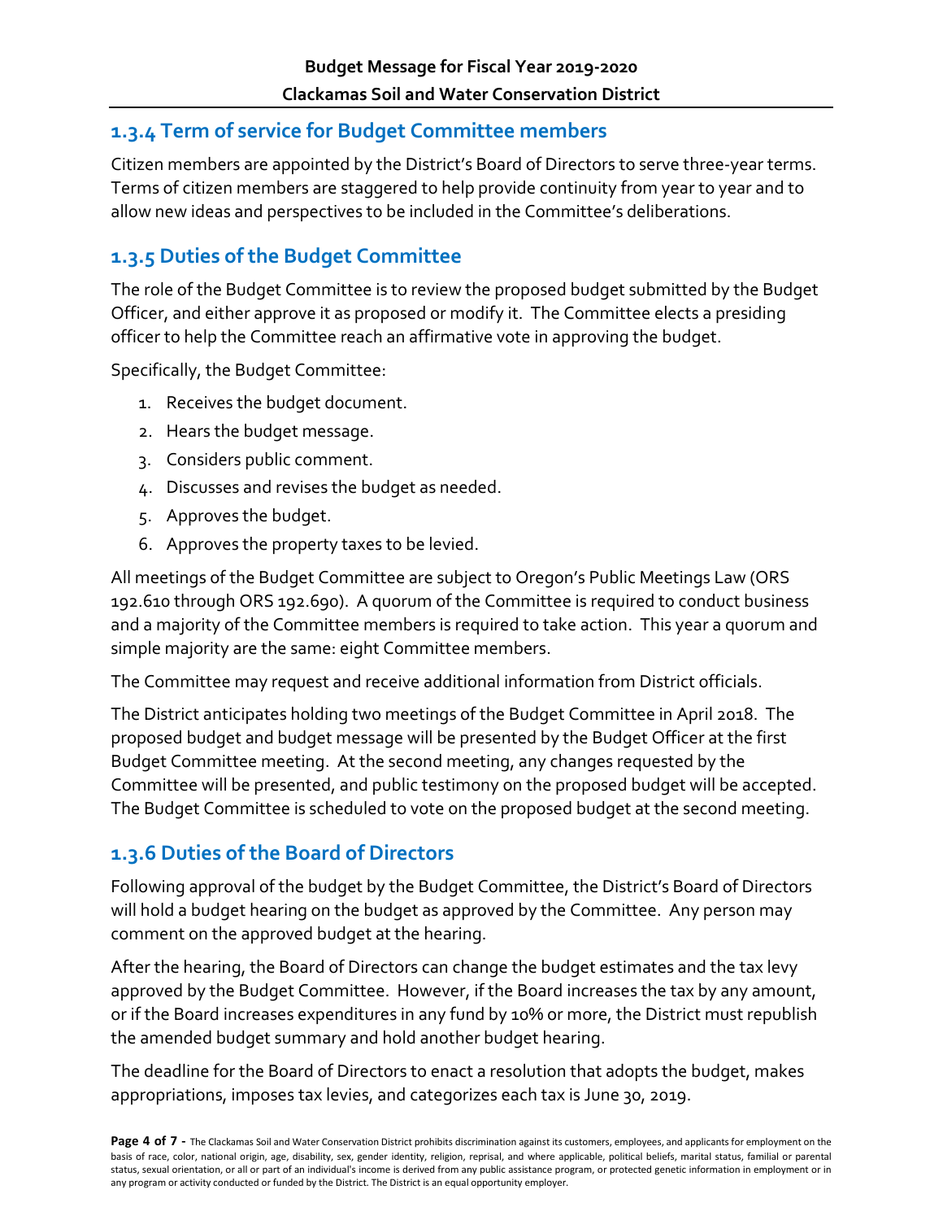### 1.3.4 Term of service for Budget Committee members

Citizen members are appointed by the District's Board of Directors to serve three-year terms. Terms of citizen members are staggered to help provide continuity from year to year and to allow new ideas and perspectives to be included in the Committee's deliberations.

### 1.3.5 Duties of the Budget Committee

The role of the Budget Committee is to review the proposed budget submitted by the Budget Officer, and either approve it as proposed or modify it. The Committee elects a presiding officer to help the Committee reach an affirmative vote in approving the budget.

Specifically, the Budget Committee:

1. Receives the budget document.
2. Hears the budget message.
3. Considers public comment.
4. Discusses and revises the budget as needed.
5. Approves the budget.
6. Approves the property taxes to be levied.

All meetings of the Budget Committee are subject to Oregon's Public Meetings Law (ORS 192.610 through ORS 192.690). A quorum of the Committee is required to conduct business and a majority of the Committee members is required to take action. This year a quorum and simple majority are the same: eight Committee members.

The Committee may request and receive additional information from District officials.

The District anticipates holding two meetings of the Budget Committee in April 2018. The proposed budget and budget message will be presented by the Budget Officer at the first Budget Committee meeting. At the second meeting, any changes requested by the Committee will be presented, and public testimony on the proposed budget will be accepted. The Budget Committee is scheduled to vote on the proposed budget at the second meeting.

### 1.3.6 Duties of the Board of Directors

Following approval of the budget by the Budget Committee, the District's Board of Directors will hold a budget hearing on the budget as approved by the Committee. Any person may comment on the approved budget at the hearing.

After the hearing, the Board of Directors can change the budget estimates and the tax levy approved by the Budget Committee. However, if the Board increases the tax by any amount, or if the Board increases expenditures in any fund by 10% or more, the District must republish the amended budget summary and hold another budget hearing.

The deadline for the Board of Directors to enact a resolution that adopts the budget, makes appropriations, imposes tax levies, and categorizes each tax is June 30, 2019.

The Clackamas Soil and Water Conservation District prohibits discrimination against its customers, employees, and applicants for employment on the basis of race, color, national origin, age, disability, sex, gender identity, religion, reprisal, and where applicable, political beliefs, marital status, familial or parental status, sexual orientation, or all or part of an individual's income is derived from any public assistance program, or protected genetic information in employment or in any program or activity conducted or funded by the District. The District is an equal opportunity employer.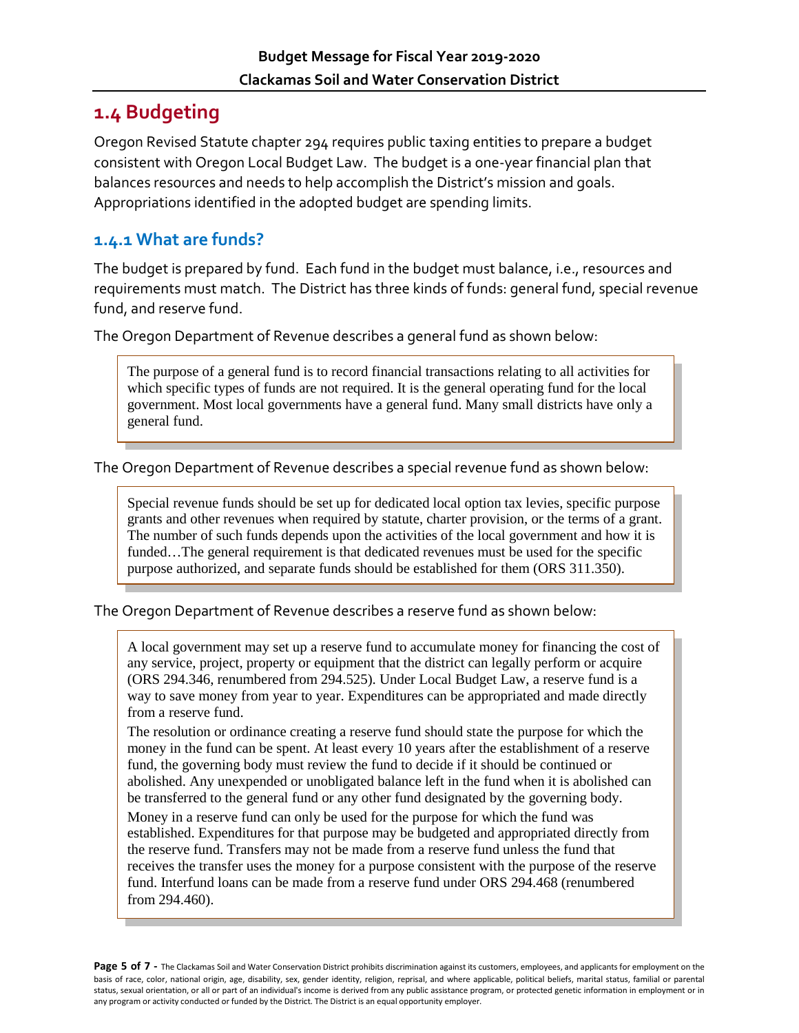## 1.4 Budgeting

Oregon Revised Statute chapter 294 requires public taxing entities to prepare a budget consistent with Oregon Local Budget Law. The budget is a one-year financial plan that balances resources and needs to help accomplish the District's mission and goals. Appropriations identified in the adopted budget are spending limits.

### 1.4.1 What are funds?

The budget is prepared by fund. Each fund in the budget must balance, i.e., resources and requirements must match. The District has three kinds of funds: general fund, special revenue fund, and reserve fund.

The Oregon Department of Revenue describes a general fund as shown below:

> The purpose of a general fund is to record financial transactions relating to all activities for which specific types of funds are not required. It is the general operating fund for the local government. Most local governments have a general fund. Many small districts have only a general fund.

The Oregon Department of Revenue describes a special revenue fund as shown below:

> Special revenue funds should be set up for dedicated local option tax levies, specific purpose grants and other revenues when required by statute, charter provision, or the terms of a grant. The number of such funds depends upon the activities of the local government and how it is funded…The general requirement is that dedicated revenues must be used for the specific purpose authorized, and separate funds should be established for them (ORS 311.350).

The Oregon Department of Revenue describes a reserve fund as shown below:

> A local government may set up a reserve fund to accumulate money for financing the cost of any service, project, property or equipment that the district can legally perform or acquire (ORS 294.346, renumbered from 294.525). Under Local Budget Law, a reserve fund is a way to save money from year to year. Expenditures can be appropriated and made directly from a reserve fund.
>
> The resolution or ordinance creating a reserve fund should state the purpose for which the money in the fund can be spent. At least every 10 years after the establishment of a reserve fund, the governing body must review the fund to decide if it should be continued or abolished. Any unexpended or unobligated balance left in the fund when it is abolished can be transferred to the general fund or any other fund designated by the governing body.
>
> Money in a reserve fund can only be used for the purpose for which the fund was established. Expenditures for that purpose may be budgeted and appropriated directly from the reserve fund. Transfers may not be made from a reserve fund unless the fund that receives the transfer uses the money for a purpose consistent with the purpose of the reserve fund. Interfund loans can be made from a reserve fund under ORS 294.468 (renumbered from 294.460).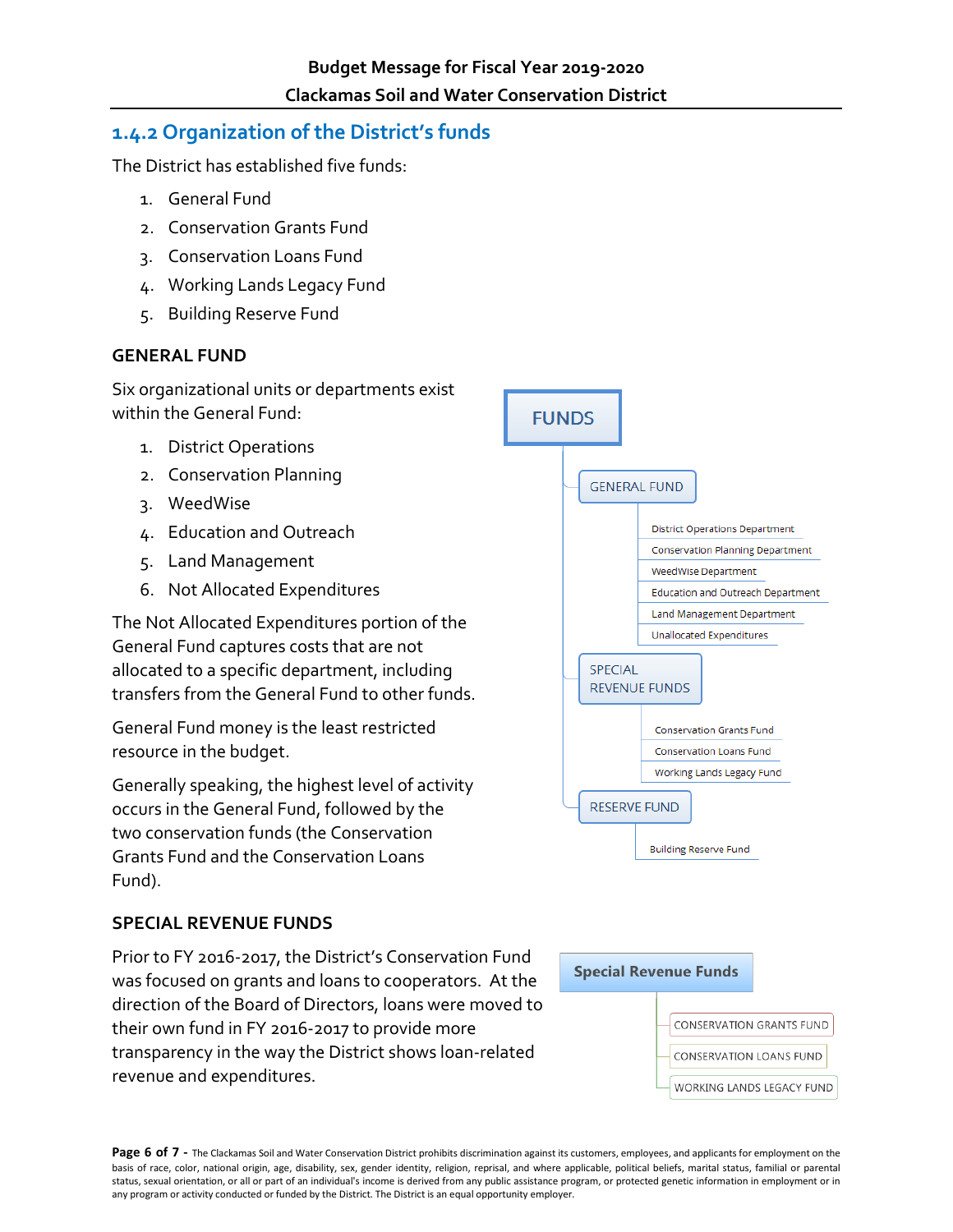## 1.4.2 Organization of the District's funds

The District has established five funds:

1. General Fund
2. Conservation Grants Fund
3. Conservation Loans Fund
4. Working Lands Legacy Fund
5. Building Reserve Fund

### GENERAL FUND

Six organizational units or departments exist within the General Fund:

1. District Operations
2. Conservation Planning
3. WeedWise
4. Education and Outreach
5. Land Management
6. Not Allocated Expenditures

The Not Allocated Expenditures portion of the General Fund captures costs that are not allocated to a specific department, including transfers from the General Fund to other funds.

General Fund money is the least restricted resource in the budget.

Generally speaking, the highest level of activity occurs in the General Fund, followed by the two conservation funds (the Conservation Grants Fund and the Conservation Loans Fund).

FUNDS

- GENERAL FUND
  - District Operations Department
  - Conservation Planning Department
  - WeedWise Department
  - Education and Outreach Department
  - Land Management Department
  - Unallocated Expenditures
- SPECIAL REVENUE FUNDS
  - Conservation Grants Fund
  - Conservation Loans Fund
  - Working Lands Legacy Fund
- RESERVE FUND
  - Building Reserve Fund

### SPECIAL REVENUE FUNDS

Prior to FY 2016-2017, the District's Conservation Fund was focused on grants and loans to cooperators. At the direction of the Board of Directors, loans were moved to their own fund in FY 2016-2017 to provide more transparency in the way the District shows loan-related revenue and expenditures.

**Special Revenue Funds**

- CONSERVATION GRANTS FUND
- CONSERVATION LOANS FUND
- WORKING LANDS LEGACY FUND

The Clackamas Soil and Water Conservation District prohibits discrimination against its customers, employees, and applicants for employment on the basis of race, color, national origin, age, disability, sex, gender identity, religion, reprisal, and where applicable, political beliefs, marital status, familial or parental status, sexual orientation, or all or part of an individual's income is derived from any public assistance program, or protected genetic information in employment or in any program or activity conducted or funded by the District. The District is an equal opportunity employer.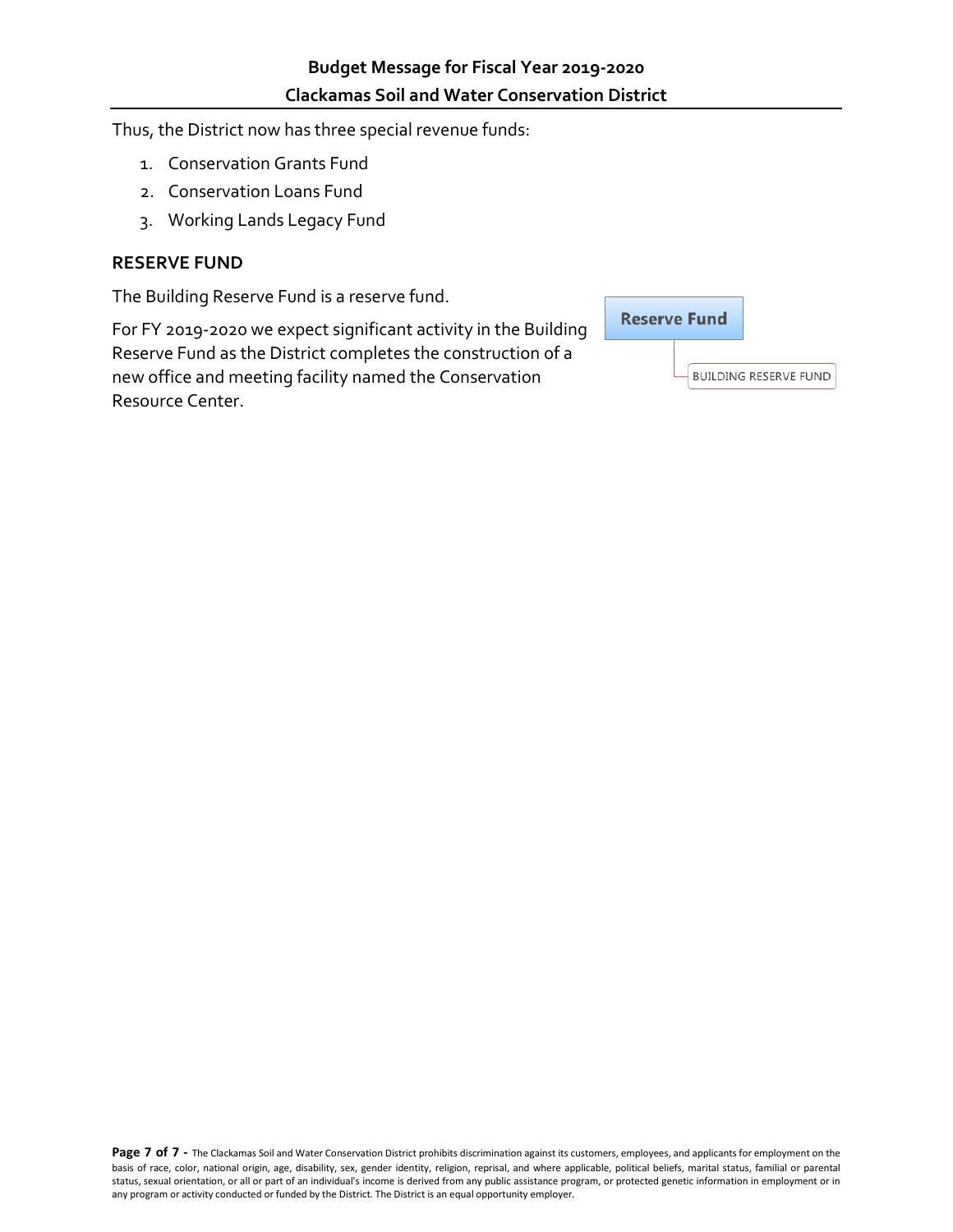Thus, the District now has three special revenue funds:

1. Conservation Grants Fund
2. Conservation Loans Fund
3. Working Lands Legacy Fund

## RESERVE FUND

The Building Reserve Fund is a reserve fund.

For FY 2019-2020 we expect significant activity in the Building Reserve Fund as the District completes the construction of a new office and meeting facility named the Conservation Resource Center.

Reserve Fund

BUILDING RESERVE FUND

The Clackamas Soil and Water Conservation District prohibits discrimination against its customers, employees, and applicants for employment on the basis of race, color, national origin, age, disability, sex, gender identity, religion, reprisal, and where applicable, political beliefs, marital status, familial or parental status, sexual orientation, or all or part of an individual's income is derived from any public assistance program, or protected genetic information in employment or in any program or activity conducted or funded by the District. The District is an equal opportunity employer.